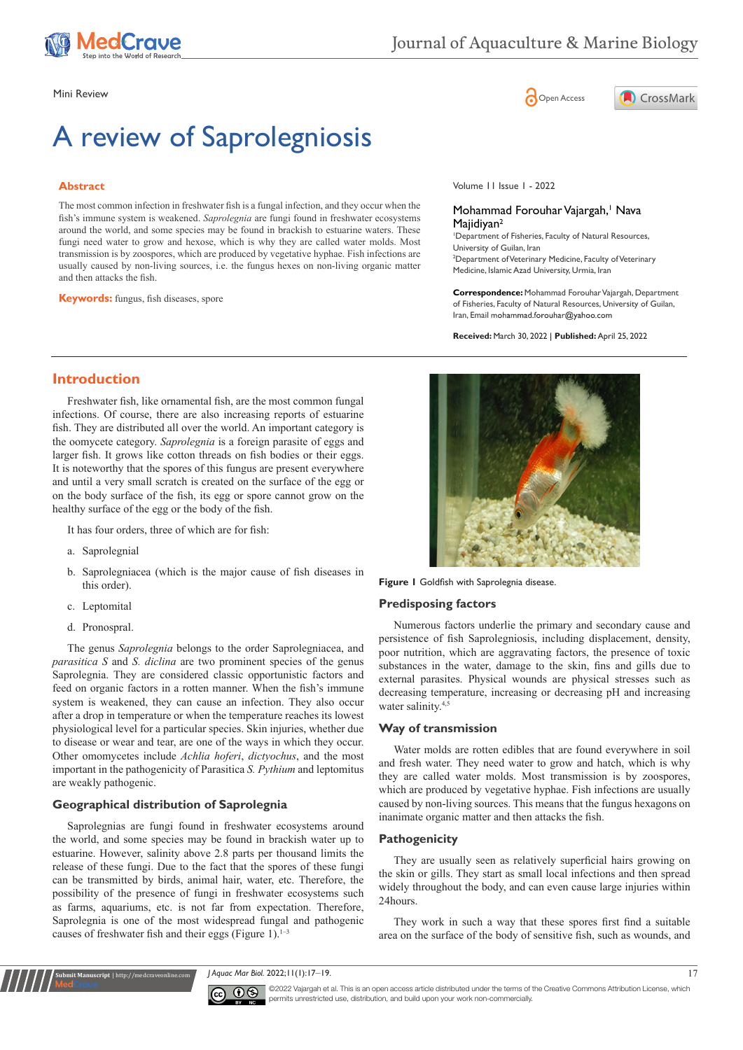Mini Review

# A review of Saprolegniosis

Volume 11 Issue 1 - 2022

Mohammad Forouhar Vajargah,[1] Nava Majidiyan[2]

[1]Department of Fisheries, Faculty of Natural Resources, University of Guilan, Iran
[2]Department of Veterinary Medicine, Faculty of Veterinary Medicine, Islamic Azad University, Urmia, Iran

**Correspondence:** Mohammad Forouhar Vajargah, Department of Fisheries, Faculty of Natural Resources, University of Guilan, Iran, Email mohammad.forouhar@yahoo.com

**Received:** March 30, 2022 | **Published:** April 25, 2022

## Abstract

The most common infection in freshwater fish is a fungal infection, and they occur when the fish's immune system is weakened. *Saprolegnia* are fungi found in freshwater ecosystems around the world, and some species may be found in brackish to estuarine waters. These fungi need water to grow and hexose, which is why they are called water molds. Most transmission is by zoospores, which are produced by vegetative hyphae. Fish infections are usually caused by non-living sources, i.e. the fungus hexes on non-living organic matter and then attacks the fish.

**Keywords:** fungus, fish diseases, spore

## Introduction

Freshwater fish, like ornamental fish, are the most common fungal infections. Of course, there are also increasing reports of estuarine fish. They are distributed all over the world. An important category is the oomycete category. *Saprolegnia* is a foreign parasite of eggs and larger fish. It grows like cotton threads on fish bodies or their eggs. It is noteworthy that the spores of this fungus are present everywhere and until a very small scratch is created on the surface of the egg or on the body surface of the fish, its egg or spore cannot grow on the healthy surface of the egg or the body of the fish.

It has four orders, three of which are for fish:

a. Saprolegnial

b. Saprolegniacea (which is the major cause of fish diseases in this order).

c. Leptomital

d. Pronospral.

The genus *Saprolegnia* belongs to the order Saprolegniacea, and *parasitica S* and *S. diclina* are two prominent species of the genus Saprolegnia. They are considered classic opportunistic factors and feed on organic factors in a rotten manner. When the fish's immune system is weakened, they can cause an infection. They also occur after a drop in temperature or when the temperature reaches its lowest physiological level for a particular species. Skin injuries, whether due to disease or wear and tear, are one of the ways in which they occur. Other omomycetes include *Achlia hoferi*, *dictyochus*, and the most important in the pathogenicity of Parasitica *S. Pythium* and leptomitus are weakly pathogenic.

### Geographical distribution of Saprolegnia

Saprolegnias are fungi found in freshwater ecosystems around the world, and some species may be found in brackish water up to estuarine. However, salinity above 2.8 parts per thousand limits the release of these fungi. Due to the fact that the spores of these fungi can be transmitted by birds, animal hair, water, etc. Therefore, the possibility of the presence of fungi in freshwater ecosystems such as farms, aquariums, etc. is not far from expectation. Therefore, Saprolegnia is one of the most widespread fungal and pathogenic causes of freshwater fish and their eggs (Figure 1).[1–3]

**Figure 1** Goldfish with Saprolegnia disease.

### Predisposing factors

Numerous factors underlie the primary and secondary cause and persistence of fish Saprolegniosis, including displacement, density, poor nutrition, which are aggravating factors, the presence of toxic substances in the water, damage to the skin, fins and gills due to external parasites. Physical wounds are physical stresses such as decreasing temperature, increasing or decreasing pH and increasing water salinity.[4,5]

### Way of transmission

Water molds are rotten edibles that are found everywhere in soil and fresh water. They need water to grow and hatch, which is why they are called water molds. Most transmission is by zoospores, which are produced by vegetative hyphae. Fish infections are usually caused by non-living sources. This means that the fungus hexagons on inanimate organic matter and then attacks the fish.

### Pathogenicity

They are usually seen as relatively superficial hairs growing on the skin or gills. They start as small local infections and then spread widely throughout the body, and can even cause large injuries within 24hours.

They work in such a way that these spores first find a suitable area on the surface of the body of sensitive fish, such as wounds, and

©2022 Vajargah et al. This is an open access article distributed under the terms of the Creative Commons Attribution License, which permits unrestricted use, distribution, and build upon your work non-commercially.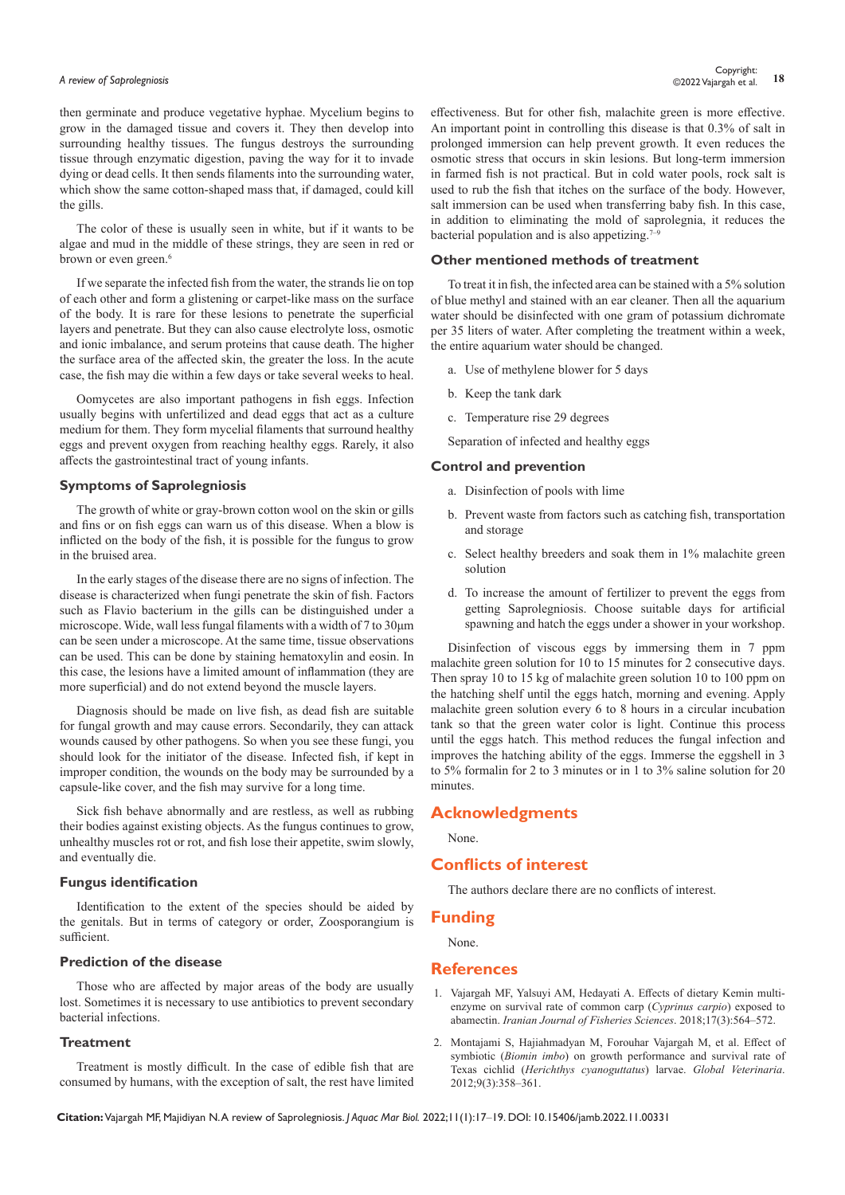then germinate and produce vegetative hyphae. Mycelium begins to grow in the damaged tissue and covers it. They then develop into surrounding healthy tissues. The fungus destroys the surrounding tissue through enzymatic digestion, paving the way for it to invade dying or dead cells. It then sends filaments into the surrounding water, which show the same cotton-shaped mass that, if damaged, could kill the gills.

The color of these is usually seen in white, but if it wants to be algae and mud in the middle of these strings, they are seen in red or brown or even green.[6]

If we separate the infected fish from the water, the strands lie on top of each other and form a glistening or carpet-like mass on the surface of the body. It is rare for these lesions to penetrate the superficial layers and penetrate. But they can also cause electrolyte loss, osmotic and ionic imbalance, and serum proteins that cause death. The higher the surface area of the affected skin, the greater the loss. In the acute case, the fish may die within a few days or take several weeks to heal.

Oomycetes are also important pathogens in fish eggs. Infection usually begins with unfertilized and dead eggs that act as a culture medium for them. They form mycelial filaments that surround healthy eggs and prevent oxygen from reaching healthy eggs. Rarely, it also affects the gastrointestinal tract of young infants.

### Symptoms of Saprolegniosis

The growth of white or gray-brown cotton wool on the skin or gills and fins or on fish eggs can warn us of this disease. When a blow is inflicted on the body of the fish, it is possible for the fungus to grow in the bruised area.

In the early stages of the disease there are no signs of infection. The disease is characterized when fungi penetrate the skin of fish. Factors such as Flavio bacterium in the gills can be distinguished under a microscope. Wide, wall less fungal filaments with a width of 7 to 30μm can be seen under a microscope. At the same time, tissue observations can be used. This can be done by staining hematoxylin and eosin. In this case, the lesions have a limited amount of inflammation (they are more superficial) and do not extend beyond the muscle layers.

Diagnosis should be made on live fish, as dead fish are suitable for fungal growth and may cause errors. Secondarily, they can attack wounds caused by other pathogens. So when you see these fungi, you should look for the initiator of the disease. Infected fish, if kept in improper condition, the wounds on the body may be surrounded by a capsule-like cover, and the fish may survive for a long time.

Sick fish behave abnormally and are restless, as well as rubbing their bodies against existing objects. As the fungus continues to grow, unhealthy muscles rot or rot, and fish lose their appetite, swim slowly, and eventually die.

### Fungus identification

Identification to the extent of the species should be aided by the genitals. But in terms of category or order, Zoosporangium is sufficient.

### Prediction of the disease

Those who are affected by major areas of the body are usually lost. Sometimes it is necessary to use antibiotics to prevent secondary bacterial infections.

### Treatment

Treatment is mostly difficult. In the case of edible fish that are consumed by humans, with the exception of salt, the rest have limited effectiveness. But for other fish, malachite green is more effective. An important point in controlling this disease is that 0.3% of salt in prolonged immersion can help prevent growth. It even reduces the osmotic stress that occurs in skin lesions. But long-term immersion in farmed fish is not practical. But in cold water pools, rock salt is used to rub the fish that itches on the surface of the body. However, salt immersion can be used when transferring baby fish. In this case, in addition to eliminating the mold of saprolegnia, it reduces the bacterial population and is also appetizing.[7–9]

### Other mentioned methods of treatment

To treat it in fish, the infected area can be stained with a 5% solution of blue methyl and stained with an ear cleaner. Then all the aquarium water should be disinfected with one gram of potassium dichromate per 35 liters of water. After completing the treatment within a week, the entire aquarium water should be changed.

a. Use of methylene blower for 5 days

b. Keep the tank dark

c. Temperature rise 29 degrees

Separation of infected and healthy eggs

### Control and prevention

a. Disinfection of pools with lime

b. Prevent waste from factors such as catching fish, transportation and storage

c. Select healthy breeders and soak them in 1% malachite green solution

d. To increase the amount of fertilizer to prevent the eggs from getting Saprolegniosis. Choose suitable days for artificial spawning and hatch the eggs under a shower in your workshop.

Disinfection of viscous eggs by immersing them in 7 ppm malachite green solution for 10 to 15 minutes for 2 consecutive days. Then spray 10 to 15 kg of malachite green solution 10 to 100 ppm on the hatching shelf until the eggs hatch, morning and evening. Apply malachite green solution every 6 to 8 hours in a circular incubation tank so that the green water color is light. Continue this process until the eggs hatch. This method reduces the fungal infection and improves the hatching ability of the eggs. Immerse the eggshell in 3 to 5% formalin for 2 to 3 minutes or in 1 to 3% saline solution for 20 minutes.

## Acknowledgments

None.

## Conflicts of interest

The authors declare there are no conflicts of interest.

## Funding

None.

## References

1. Vajargah MF, Yalsuyi AM, Hedayati A. Effects of dietary Kemin multi-enzyme on survival rate of common carp (*Cyprinus carpio*) exposed to abamectin. *Iranian Journal of Fisheries Sciences*. 2018;17(3):564–572.
2. Montajami S, Hajiahmadyan M, Forouhar Vajargah M, et al. Effect of symbiotic (*Biomin imbo*) on growth performance and survival rate of Texas cichlid (*Herichthys cyanoguttatus*) larvae. *Global Veterinaria*. 2012;9(3):358–361.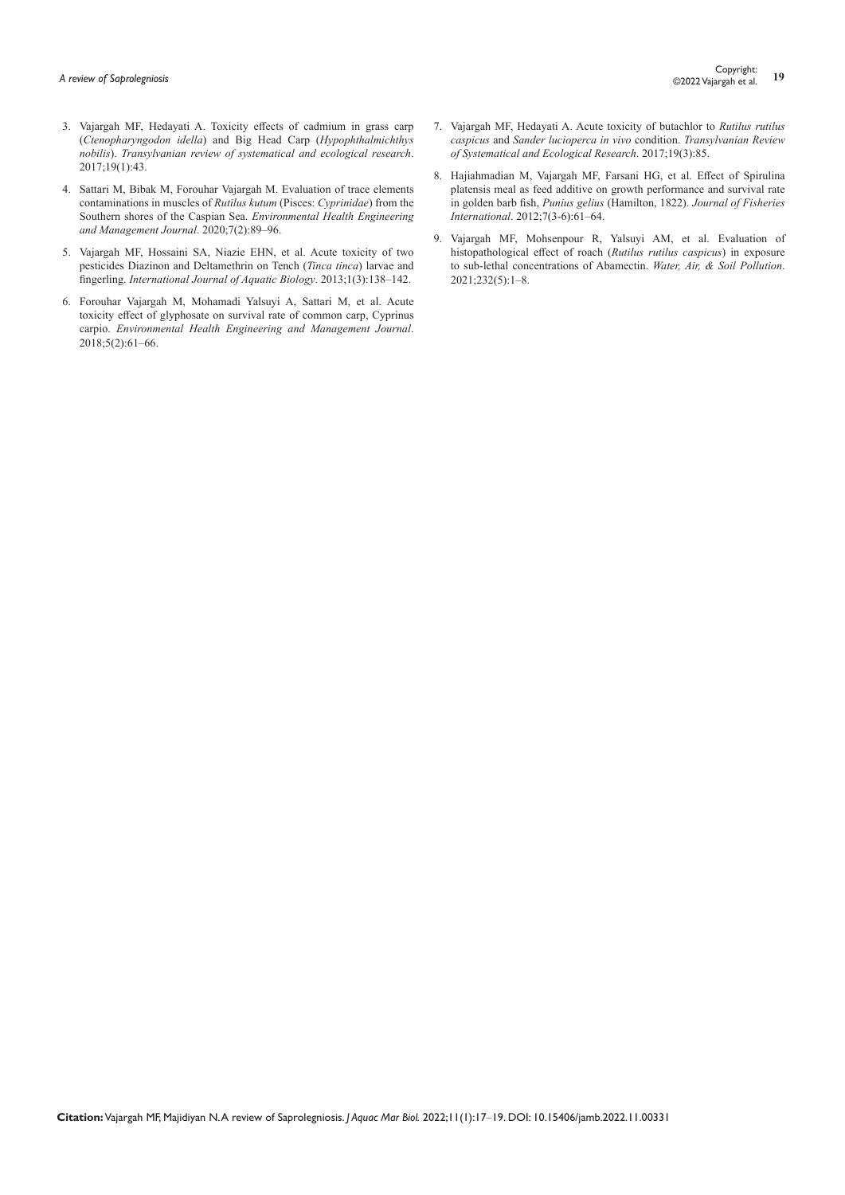3. Vajargah MF, Hedayati A. Toxicity effects of cadmium in grass carp (*Ctenopharyngodon idella*) and Big Head Carp (*Hypophthalmichthys nobilis*). *Transylvanian review of systematical and ecological research*. 2017;19(1):43.

4. Sattari M, Bibak M, Forouhar Vajargah M. Evaluation of trace elements contaminations in muscles of *Rutilus kutum* (Pisces: *Cyprinidae*) from the Southern shores of the Caspian Sea. *Environmental Health Engineering and Management Journal*. 2020;7(2):89–96.

5. Vajargah MF, Hossaini SA, Niazie EHN, et al. Acute toxicity of two pesticides Diazinon and Deltamethrin on Tench (*Tinca tinca*) larvae and fingerling. *International Journal of Aquatic Biology*. 2013;1(3):138–142.

6. Forouhar Vajargah M, Mohamadi Yalsuyi A, Sattari M, et al. Acute toxicity effect of glyphosate on survival rate of common carp, Cyprinus carpio. *Environmental Health Engineering and Management Journal*. 2018;5(2):61–66.

7. Vajargah MF, Hedayati A. Acute toxicity of butachlor to *Rutilus rutilus caspicus* and *Sander lucioperca in vivo* condition. *Transylvanian Review of Systematical and Ecological Research*. 2017;19(3):85.

8. Hajiahmadian M, Vajargah MF, Farsani HG, et al. Effect of Spirulina platensis meal as feed additive on growth performance and survival rate in golden barb fish, *Punius gelius* (Hamilton, 1822). *Journal of Fisheries International*. 2012;7(3-6):61–64.

9. Vajargah MF, Mohsenpour R, Yalsuyi AM, et al. Evaluation of histopathological effect of roach (*Rutilus rutilus caspicus*) in exposure to sub-lethal concentrations of Abamectin. *Water, Air, & Soil Pollution*. 2021;232(5):1–8.